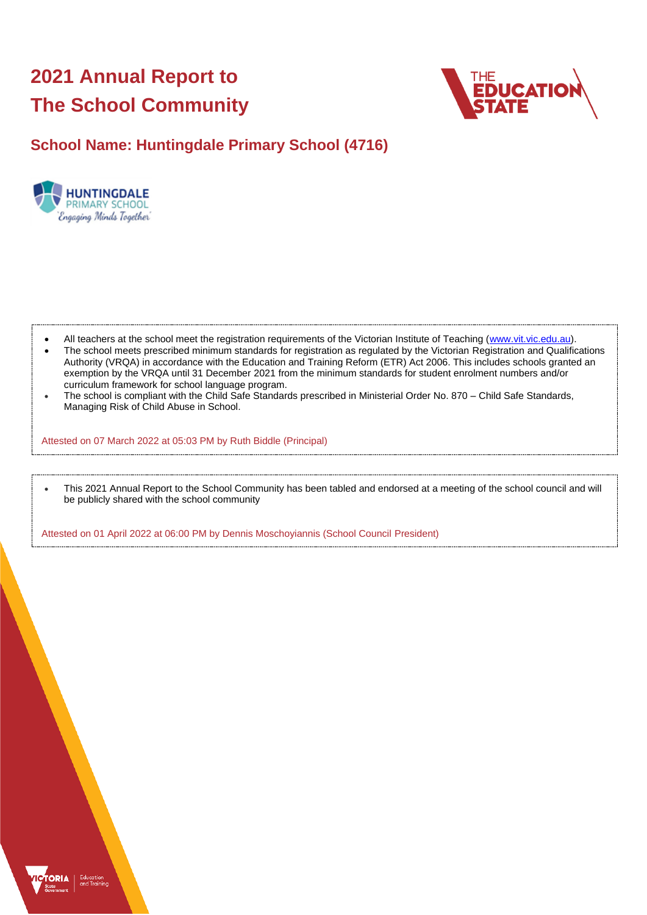# 2021 Annual Report to The School Community

## School Name: Huntingdale Primary School (4716)

- All teachers at the school meet the registration requirements of the Victorian Institute of Teaching (www.vit.vic.edu.au).
- The school meets prescribed minimum standards for registration as regulated by the Victorian Registration and Qualifications Authority (VRQA) in accordance with the Education and Training Reform (ETR) Act 2006. This includes schools granted an exemption by the VRQA until 31 December 2021 from the minimum standards for student enrolment numbers and/or curriculum framework for school language program.
- The school is compliant with the Child Safe Standards prescribed in Ministerial Order No. 870 – Child Safe Standards, Managing Risk of Child Abuse in School.

Attested on 07 March 2022 at 05:03 PM by Ruth Biddle (Principal)

- This 2021 Annual Report to the School Community has been tabled and endorsed at a meeting of the school council and will be publicly shared with the school community

Attested on 01 April 2022 at 06:00 PM by Dennis Moschoyiannis (School Council President)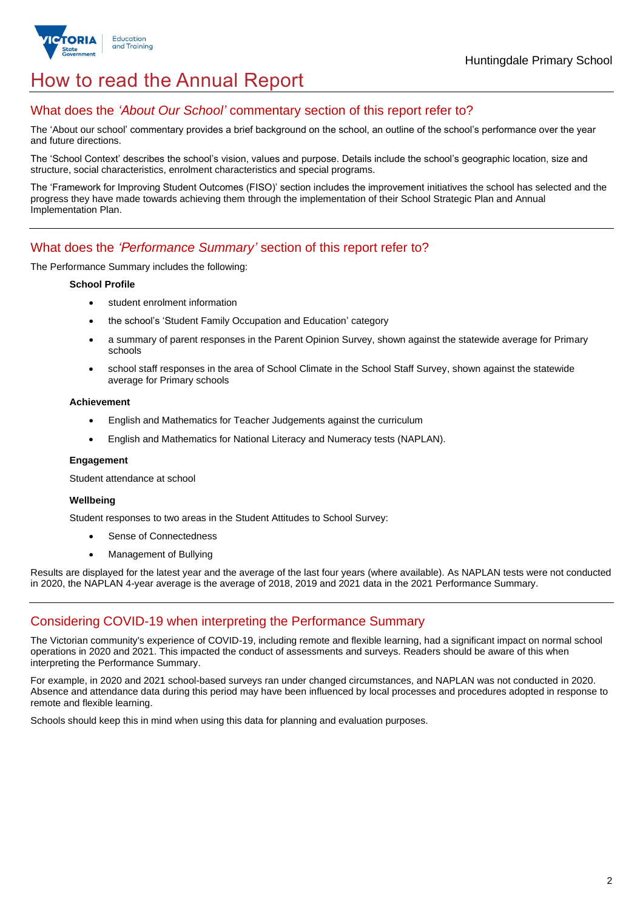# How to read the Annual Report

## What does the *'About Our School'* commentary section of this report refer to?

The 'About our school' commentary provides a brief background on the school, an outline of the school's performance over the year and future directions.

The 'School Context' describes the school's vision, values and purpose. Details include the school's geographic location, size and structure, social characteristics, enrolment characteristics and special programs.

The 'Framework for Improving Student Outcomes (FISO)' section includes the improvement initiatives the school has selected and the progress they have made towards achieving them through the implementation of their School Strategic Plan and Annual Implementation Plan.

## What does the *'Performance Summary'* section of this report refer to?

The Performance Summary includes the following:

**School Profile**

- student enrolment information
- the school's 'Student Family Occupation and Education' category
- a summary of parent responses in the Parent Opinion Survey, shown against the statewide average for Primary schools
- school staff responses in the area of School Climate in the School Staff Survey, shown against the statewide average for Primary schools

**Achievement**

- English and Mathematics for Teacher Judgements against the curriculum
- English and Mathematics for National Literacy and Numeracy tests (NAPLAN).

**Engagement**

Student attendance at school

**Wellbeing**

Student responses to two areas in the Student Attitudes to School Survey:

- Sense of Connectedness
- Management of Bullying

Results are displayed for the latest year and the average of the last four years (where available). As NAPLAN tests were not conducted in 2020, the NAPLAN 4-year average is the average of 2018, 2019 and 2021 data in the 2021 Performance Summary.

## Considering COVID-19 when interpreting the Performance Summary

The Victorian community's experience of COVID-19, including remote and flexible learning, had a significant impact on normal school operations in 2020 and 2021. This impacted the conduct of assessments and surveys. Readers should be aware of this when interpreting the Performance Summary.

For example, in 2020 and 2021 school-based surveys ran under changed circumstances, and NAPLAN was not conducted in 2020. Absence and attendance data during this period may have been influenced by local processes and procedures adopted in response to remote and flexible learning.

Schools should keep this in mind when using this data for planning and evaluation purposes.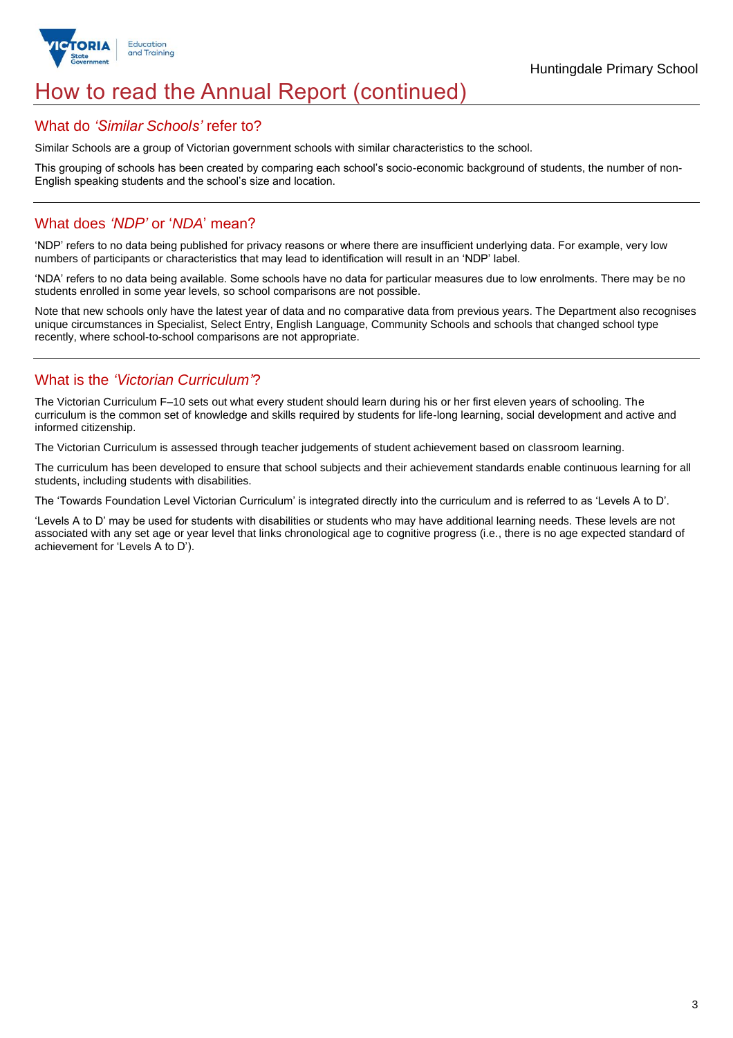# How to read the Annual Report (continued)

## What do *'Similar Schools'* refer to?

Similar Schools are a group of Victorian government schools with similar characteristics to the school.

This grouping of schools has been created by comparing each school's socio-economic background of students, the number of non-English speaking students and the school's size and location.

## What does *'NDP'* or '*NDA*' mean?

'NDP' refers to no data being published for privacy reasons or where there are insufficient underlying data. For example, very low numbers of participants or characteristics that may lead to identification will result in an 'NDP' label.

'NDA' refers to no data being available. Some schools have no data for particular measures due to low enrolments. There may be no students enrolled in some year levels, so school comparisons are not possible.

Note that new schools only have the latest year of data and no comparative data from previous years. The Department also recognises unique circumstances in Specialist, Select Entry, English Language, Community Schools and schools that changed school type recently, where school-to-school comparisons are not appropriate.

## What is the *'Victorian Curriculum'*?

The Victorian Curriculum F–10 sets out what every student should learn during his or her first eleven years of schooling. The curriculum is the common set of knowledge and skills required by students for life-long learning, social development and active and informed citizenship.

The Victorian Curriculum is assessed through teacher judgements of student achievement based on classroom learning.

The curriculum has been developed to ensure that school subjects and their achievement standards enable continuous learning for all students, including students with disabilities.

The 'Towards Foundation Level Victorian Curriculum' is integrated directly into the curriculum and is referred to as 'Levels A to D'.

'Levels A to D' may be used for students with disabilities or students who may have additional learning needs. These levels are not associated with any set age or year level that links chronological age to cognitive progress (i.e., there is no age expected standard of achievement for 'Levels A to D').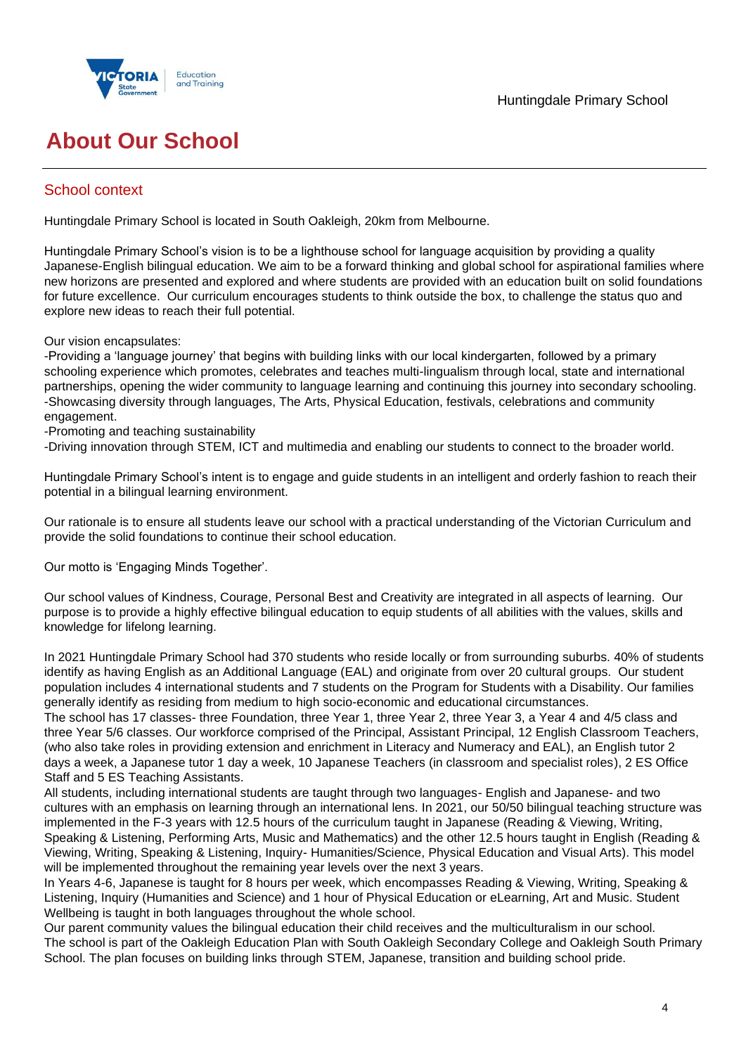# About Our School

## School context

Huntingdale Primary School is located in South Oakleigh, 20km from Melbourne.

Huntingdale Primary School's vision is to be a lighthouse school for language acquisition by providing a quality Japanese-English bilingual education. We aim to be a forward thinking and global school for aspirational families where new horizons are presented and explored and where students are provided with an education built on solid foundations for future excellence. Our curriculum encourages students to think outside the box, to challenge the status quo and explore new ideas to reach their full potential.

Our vision encapsulates:
-Providing a 'language journey' that begins with building links with our local kindergarten, followed by a primary schooling experience which promotes, celebrates and teaches multi-lingualism through local, state and international partnerships, opening the wider community to language learning and continuing this journey into secondary schooling.
-Showcasing diversity through languages, The Arts, Physical Education, festivals, celebrations and community engagement.
-Promoting and teaching sustainability
-Driving innovation through STEM, ICT and multimedia and enabling our students to connect to the broader world.

Huntingdale Primary School's intent is to engage and guide students in an intelligent and orderly fashion to reach their potential in a bilingual learning environment.

Our rationale is to ensure all students leave our school with a practical understanding of the Victorian Curriculum and provide the solid foundations to continue their school education.

Our motto is 'Engaging Minds Together'.

Our school values of Kindness, Courage, Personal Best and Creativity are integrated in all aspects of learning. Our purpose is to provide a highly effective bilingual education to equip students of all abilities with the values, skills and knowledge for lifelong learning.

In 2021 Huntingdale Primary School had 370 students who reside locally or from surrounding suburbs. 40% of students identify as having English as an Additional Language (EAL) and originate from over 20 cultural groups. Our student population includes 4 international students and 7 students on the Program for Students with a Disability. Our families generally identify as residing from medium to high socio-economic and educational circumstances.
The school has 17 classes- three Foundation, three Year 1, three Year 2, three Year 3, a Year 4 and 4/5 class and three Year 5/6 classes. Our workforce comprised of the Principal, Assistant Principal, 12 English Classroom Teachers, (who also take roles in providing extension and enrichment in Literacy and Numeracy and EAL), an English tutor 2 days a week, a Japanese tutor 1 day a week, 10 Japanese Teachers (in classroom and specialist roles), 2 ES Office Staff and 5 ES Teaching Assistants.
All students, including international students are taught through two languages- English and Japanese- and two cultures with an emphasis on learning through an international lens. In 2021, our 50/50 bilingual teaching structure was implemented in the F-3 years with 12.5 hours of the curriculum taught in Japanese (Reading & Viewing, Writing, Speaking & Listening, Performing Arts, Music and Mathematics) and the other 12.5 hours taught in English (Reading & Viewing, Writing, Speaking & Listening, Inquiry- Humanities/Science, Physical Education and Visual Arts). This model will be implemented throughout the remaining year levels over the next 3 years.
In Years 4-6, Japanese is taught for 8 hours per week, which encompasses Reading & Viewing, Writing, Speaking & Listening, Inquiry (Humanities and Science) and 1 hour of Physical Education or eLearning, Art and Music. Student Wellbeing is taught in both languages throughout the whole school.
Our parent community values the bilingual education their child receives and the multiculturalism in our school.
The school is part of the Oakleigh Education Plan with South Oakleigh Secondary College and Oakleigh South Primary School. The plan focuses on building links through STEM, Japanese, transition and building school pride.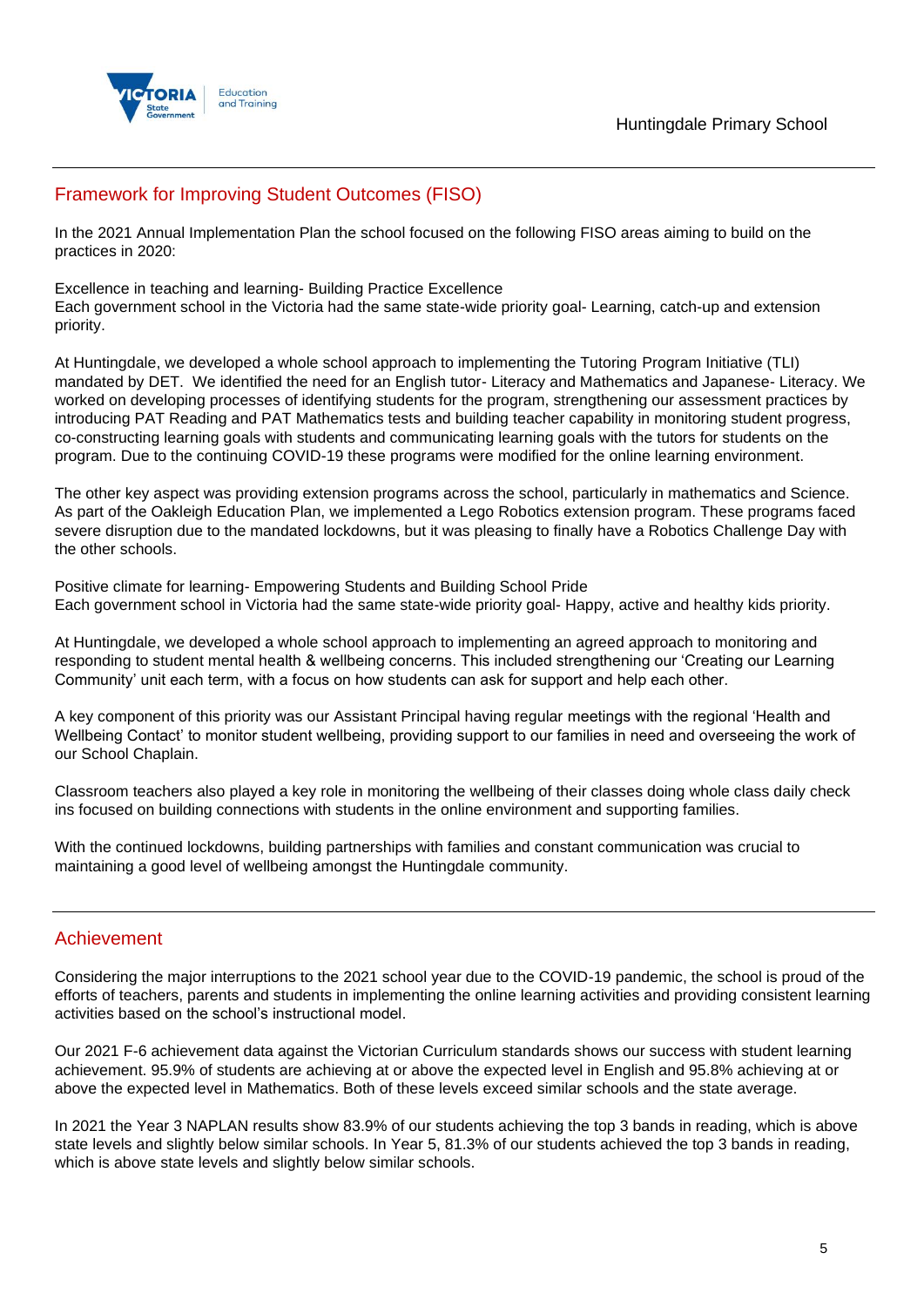## Framework for Improving Student Outcomes (FISO)

In the 2021 Annual Implementation Plan the school focused on the following FISO areas aiming to build on the practices in 2020:

Excellence in teaching and learning- Building Practice Excellence
Each government school in the Victoria had the same state-wide priority goal- Learning, catch-up and extension priority.

At Huntingdale, we developed a whole school approach to implementing the Tutoring Program Initiative (TLI) mandated by DET. We identified the need for an English tutor- Literacy and Mathematics and Japanese- Literacy. We worked on developing processes of identifying students for the program, strengthening our assessment practices by introducing PAT Reading and PAT Mathematics tests and building teacher capability in monitoring student progress, co-constructing learning goals with students and communicating learning goals with the tutors for students on the program. Due to the continuing COVID-19 these programs were modified for the online learning environment.

The other key aspect was providing extension programs across the school, particularly in mathematics and Science. As part of the Oakleigh Education Plan, we implemented a Lego Robotics extension program. These programs faced severe disruption due to the mandated lockdowns, but it was pleasing to finally have a Robotics Challenge Day with the other schools.

Positive climate for learning- Empowering Students and Building School Pride
Each government school in Victoria had the same state-wide priority goal- Happy, active and healthy kids priority.

At Huntingdale, we developed a whole school approach to implementing an agreed approach to monitoring and responding to student mental health & wellbeing concerns. This included strengthening our 'Creating our Learning Community' unit each term, with a focus on how students can ask for support and help each other.

A key component of this priority was our Assistant Principal having regular meetings with the regional 'Health and Wellbeing Contact' to monitor student wellbeing, providing support to our families in need and overseeing the work of our School Chaplain.

Classroom teachers also played a key role in monitoring the wellbeing of their classes doing whole class daily check ins focused on building connections with students in the online environment and supporting families.

With the continued lockdowns, building partnerships with families and constant communication was crucial to maintaining a good level of wellbeing amongst the Huntingdale community.

## Achievement

Considering the major interruptions to the 2021 school year due to the COVID-19 pandemic, the school is proud of the efforts of teachers, parents and students in implementing the online learning activities and providing consistent learning activities based on the school's instructional model.

Our 2021 F-6 achievement data against the Victorian Curriculum standards shows our success with student learning achievement. 95.9% of students are achieving at or above the expected level in English and 95.8% achieving at or above the expected level in Mathematics. Both of these levels exceed similar schools and the state average.

In 2021 the Year 3 NAPLAN results show 83.9% of our students achieving the top 3 bands in reading, which is above state levels and slightly below similar schools. In Year 5, 81.3% of our students achieved the top 3 bands in reading, which is above state levels and slightly below similar schools.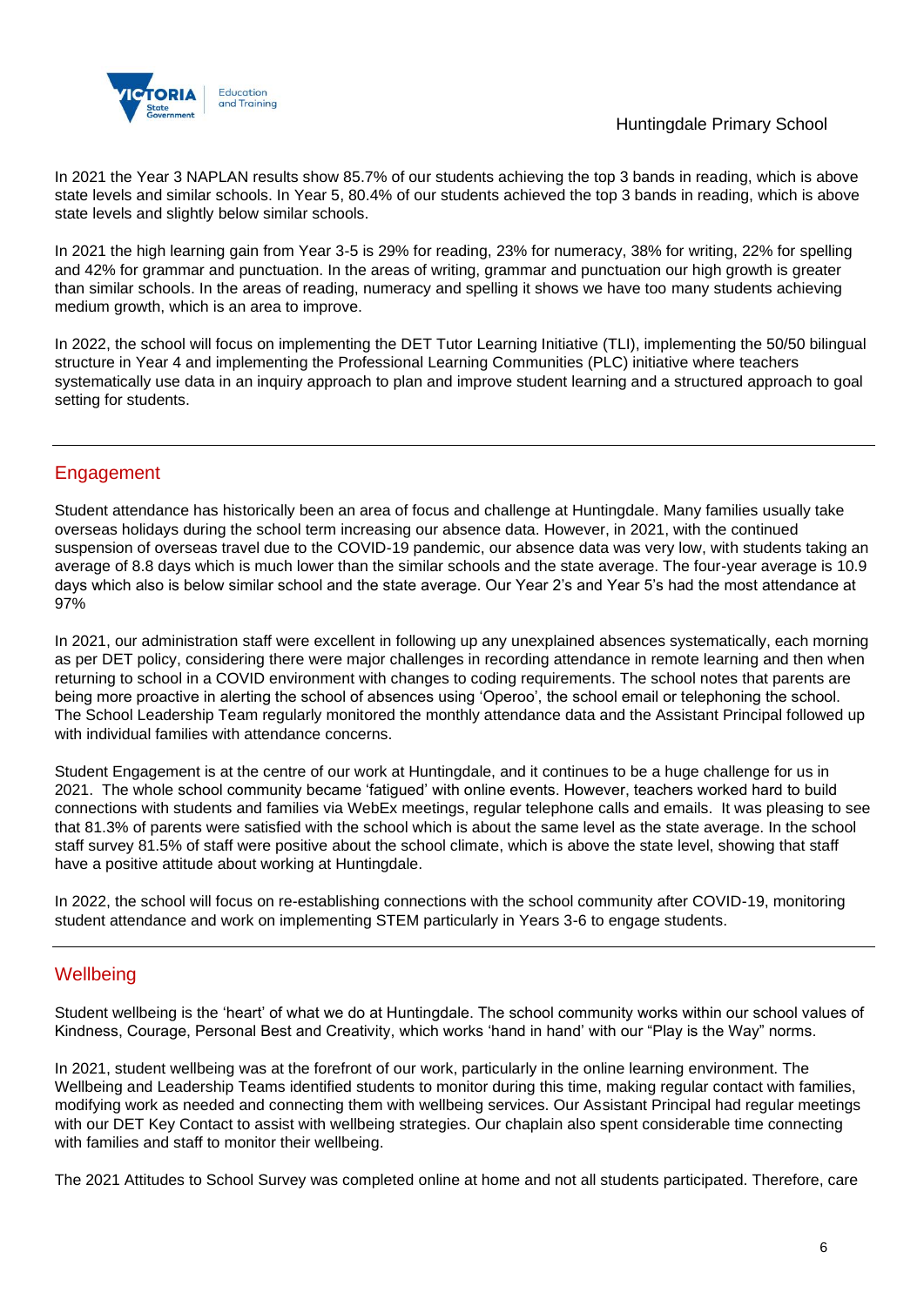In 2021 the Year 3 NAPLAN results show 85.7% of our students achieving the top 3 bands in reading, which is above state levels and similar schools. In Year 5, 80.4% of our students achieved the top 3 bands in reading, which is above state levels and slightly below similar schools.

In 2021 the high learning gain from Year 3-5 is 29% for reading, 23% for numeracy, 38% for writing, 22% for spelling and 42% for grammar and punctuation. In the areas of writing, grammar and punctuation our high growth is greater than similar schools. In the areas of reading, numeracy and spelling it shows we have too many students achieving medium growth, which is an area to improve.

In 2022, the school will focus on implementing the DET Tutor Learning Initiative (TLI), implementing the 50/50 bilingual structure in Year 4 and implementing the Professional Learning Communities (PLC) initiative where teachers systematically use data in an inquiry approach to plan and improve student learning and a structured approach to goal setting for students.

## Engagement

Student attendance has historically been an area of focus and challenge at Huntingdale. Many families usually take overseas holidays during the school term increasing our absence data. However, in 2021, with the continued suspension of overseas travel due to the COVID-19 pandemic, our absence data was very low, with students taking an average of 8.8 days which is much lower than the similar schools and the state average. The four-year average is 10.9 days which also is below similar school and the state average. Our Year 2's and Year 5's had the most attendance at 97%

In 2021, our administration staff were excellent in following up any unexplained absences systematically, each morning as per DET policy, considering there were major challenges in recording attendance in remote learning and then when returning to school in a COVID environment with changes to coding requirements. The school notes that parents are being more proactive in alerting the school of absences using 'Operoo', the school email or telephoning the school. The School Leadership Team regularly monitored the monthly attendance data and the Assistant Principal followed up with individual families with attendance concerns.

Student Engagement is at the centre of our work at Huntingdale, and it continues to be a huge challenge for us in 2021. The whole school community became 'fatigued' with online events. However, teachers worked hard to build connections with students and families via WebEx meetings, regular telephone calls and emails. It was pleasing to see that 81.3% of parents were satisfied with the school which is about the same level as the state average. In the school staff survey 81.5% of staff were positive about the school climate, which is above the state level, showing that staff have a positive attitude about working at Huntingdale.

In 2022, the school will focus on re-establishing connections with the school community after COVID-19, monitoring student attendance and work on implementing STEM particularly in Years 3-6 to engage students.

## Wellbeing

Student wellbeing is the 'heart' of what we do at Huntingdale. The school community works within our school values of Kindness, Courage, Personal Best and Creativity, which works 'hand in hand' with our "Play is the Way" norms.

In 2021, student wellbeing was at the forefront of our work, particularly in the online learning environment. The Wellbeing and Leadership Teams identified students to monitor during this time, making regular contact with families, modifying work as needed and connecting them with wellbeing services. Our Assistant Principal had regular meetings with our DET Key Contact to assist with wellbeing strategies. Our chaplain also spent considerable time connecting with families and staff to monitor their wellbeing.

The 2021 Attitudes to School Survey was completed online at home and not all students participated. Therefore, care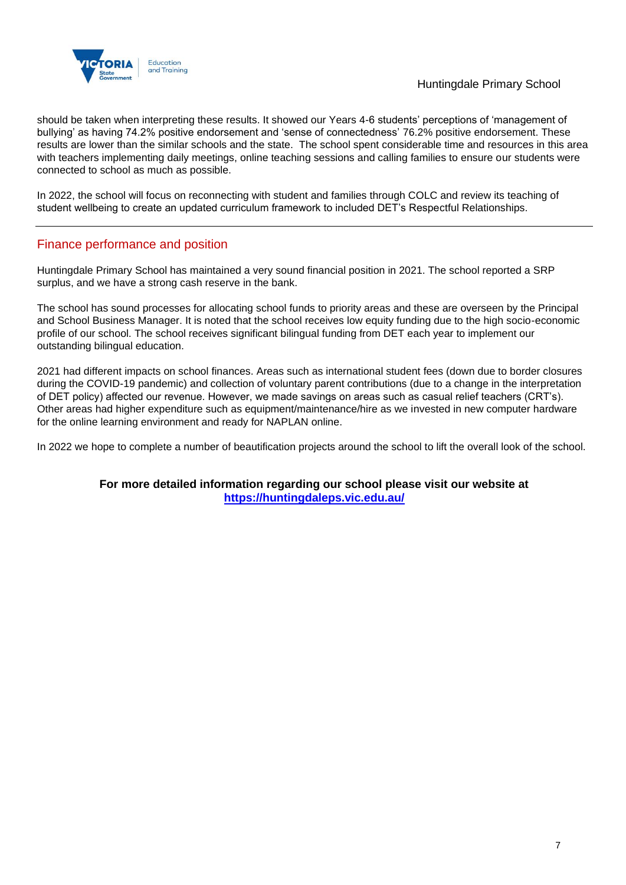should be taken when interpreting these results. It showed our Years 4-6 students' perceptions of 'management of bullying' as having 74.2% positive endorsement and 'sense of connectedness' 76.2% positive endorsement. These results are lower than the similar schools and the state. The school spent considerable time and resources in this area with teachers implementing daily meetings, online teaching sessions and calling families to ensure our students were connected to school as much as possible.

In 2022, the school will focus on reconnecting with student and families through COLC and review its teaching of student wellbeing to create an updated curriculum framework to included DET's Respectful Relationships.

---

## Finance performance and position

Huntingdale Primary School has maintained a very sound financial position in 2021. The school reported a SRP surplus, and we have a strong cash reserve in the bank.

The school has sound processes for allocating school funds to priority areas and these are overseen by the Principal and School Business Manager. It is noted that the school receives low equity funding due to the high socio-economic profile of our school. The school receives significant bilingual funding from DET each year to implement our outstanding bilingual education.

2021 had different impacts on school finances. Areas such as international student fees (down due to border closures during the COVID-19 pandemic) and collection of voluntary parent contributions (due to a change in the interpretation of DET policy) affected our revenue. However, we made savings on areas such as casual relief teachers (CRT's). Other areas had higher expenditure such as equipment/maintenance/hire as we invested in new computer hardware for the online learning environment and ready for NAPLAN online.

In 2022 we hope to complete a number of beautification projects around the school to lift the overall look of the school.

**For more detailed information regarding our school please visit our website at**
**[https://huntingdaleps.vic.edu.au/](https://huntingdaleps.vic.edu.au/)**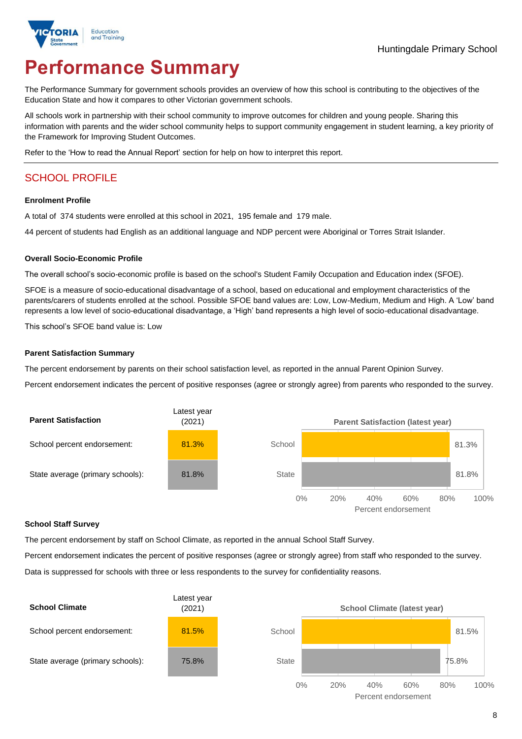# Performance Summary

The Performance Summary for government schools provides an overview of how this school is contributing to the objectives of the Education State and how it compares to other Victorian government schools.

All schools work in partnership with their school community to improve outcomes for children and young people. Sharing this information with parents and the wider school community helps to support community engagement in student learning, a key priority of the Framework for Improving Student Outcomes.

Refer to the 'How to read the Annual Report' section for help on how to interpret this report.

## SCHOOL PROFILE

### Enrolment Profile

A total of 374 students were enrolled at this school in 2021, 195 female and 179 male.

44 percent of students had English as an additional language and NDP percent were Aboriginal or Torres Strait Islander.

### Overall Socio-Economic Profile

The overall school's socio-economic profile is based on the school's Student Family Occupation and Education index (SFOE).

SFOE is a measure of socio-educational disadvantage of a school, based on educational and employment characteristics of the parents/carers of students enrolled at the school. Possible SFOE band values are: Low, Low-Medium, Medium and High. A 'Low' band represents a low level of socio-educational disadvantage, a 'High' band represents a high level of socio-educational disadvantage.

This school's SFOE band value is: Low

### Parent Satisfaction Summary

The percent endorsement by parents on their school satisfaction level, as reported in the annual Parent Opinion Survey.

Percent endorsement indicates the percent of positive responses (agree or strongly agree) from parents who responded to the survey.

| Parent Satisfaction | Latest year (2021) |
|---|---|
| School percent endorsement: | 81.3% |
| State average (primary schools): | 81.8% |

### School Staff Survey

The percent endorsement by staff on School Climate, as reported in the annual School Staff Survey.

Percent endorsement indicates the percent of positive responses (agree or strongly agree) from staff who responded to the survey.

Data is suppressed for schools with three or less respondents to the survey for confidentiality reasons.

| School Climate | Latest year (2021) |
|---|---|
| School percent endorsement: | 81.5% |
| State average (primary schools): | 75.8% |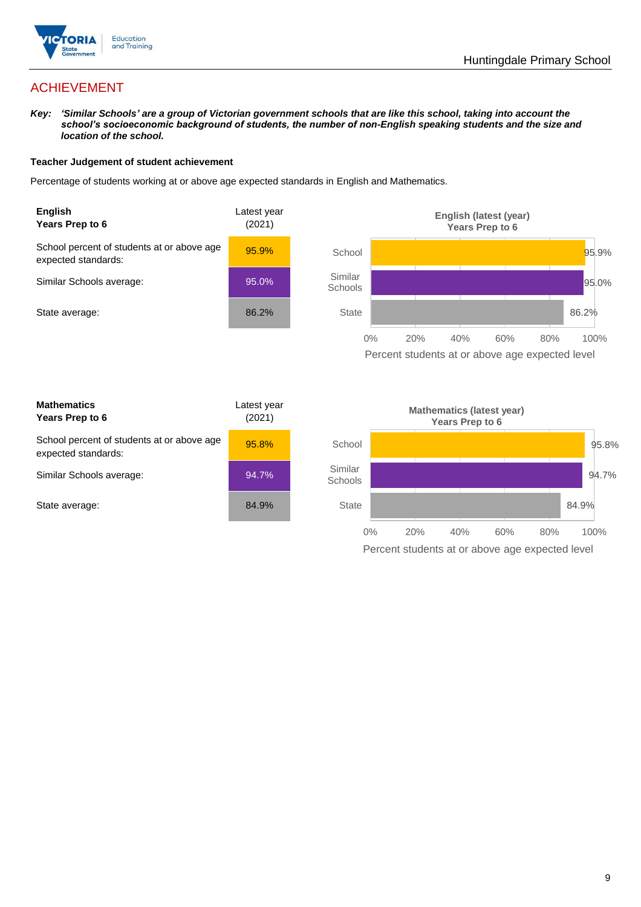# ACHIEVEMENT

***Key:*** ***'Similar Schools' are a group of Victorian government schools that are like this school, taking into account the school's socioeconomic background of students, the number of non-English speaking students and the size and location of the school.***

**Teacher Judgement of student achievement**

Percentage of students working at or above age expected standards in English and Mathematics.

| **English Years Prep to 6** | Latest year (2021) |
|---|---|
| School percent of students at or above age expected standards: | 95.9% |
| Similar Schools average: | 95.0% |
| State average: | 86.2% |

**English (latest (year) Years Prep to 6**

| | Percent students at or above age expected level |
|---|---|
| School | 95.9% |
| Similar Schools | 95.0% |
| State | 86.2% |

| **Mathematics Years Prep to 6** | Latest year (2021) |
|---|---|
| School percent of students at or above age expected standards: | 95.8% |
| Similar Schools average: | 94.7% |
| State average: | 84.9% |

**Mathematics (latest year) Years Prep to 6**

| | Percent students at or above age expected level |
|---|---|
| School | 95.8% |
| Similar Schools | 94.7% |
| State | 84.9% |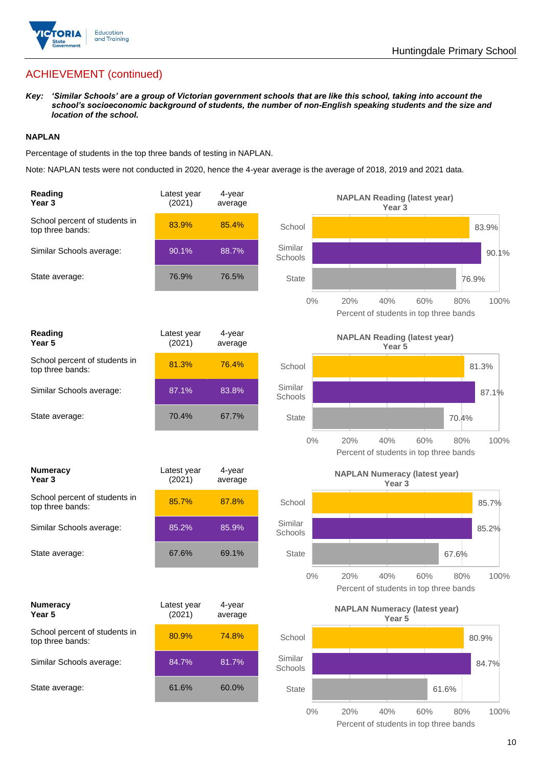## ACHIEVEMENT (continued)

***Key:*** ***'Similar Schools' are a group of Victorian government schools that are like this school, taking into account the school's socioeconomic background of students, the number of non-English speaking students and the size and location of the school.***

**NAPLAN**

Percentage of students in the top three bands of testing in NAPLAN.

Note: NAPLAN tests were not conducted in 2020, hence the 4-year average is the average of 2018, 2019 and 2021 data.

| **Reading Year 3** | Latest year (2021) | 4-year average |
|---|---|---|
| School percent of students in top three bands: | 83.9% | 85.4% |
| Similar Schools average: | 90.1% | 88.7% |
| State average: | 76.9% | 76.5% |

**NAPLAN Reading (latest year) Year 3**

| | Percent of students in top three bands |
|---|---|
| School | 83.9% |
| Similar Schools | 90.1% |
| State | 76.9% |

| **Reading Year 5** | Latest year (2021) | 4-year average |
|---|---|---|
| School percent of students in top three bands: | 81.3% | 76.4% |
| Similar Schools average: | 87.1% | 83.8% |
| State average: | 70.4% | 67.7% |

**NAPLAN Reading (latest year) Year 5**

| | Percent of students in top three bands |
|---|---|
| School | 81.3% |
| Similar Schools | 87.1% |
| State | 70.4% |

| **Numeracy Year 3** | Latest year (2021) | 4-year average |
|---|---|---|
| School percent of students in top three bands: | 85.7% | 87.8% |
| Similar Schools average: | 85.2% | 85.9% |
| State average: | 67.6% | 69.1% |

**NAPLAN Numeracy (latest year) Year 3**

| | Percent of students in top three bands |
|---|---|
| School | 85.7% |
| Similar Schools | 85.2% |
| State | 67.6% |

| **Numeracy Year 5** | Latest year (2021) | 4-year average |
|---|---|---|
| School percent of students in top three bands: | 80.9% | 74.8% |
| Similar Schools average: | 84.7% | 81.7% |
| State average: | 61.6% | 60.0% |

**NAPLAN Numeracy (latest year) Year 5**

| | Percent of students in top three bands |
|---|---|
| School | 80.9% |
| Similar Schools | 84.7% |
| State | 61.6% |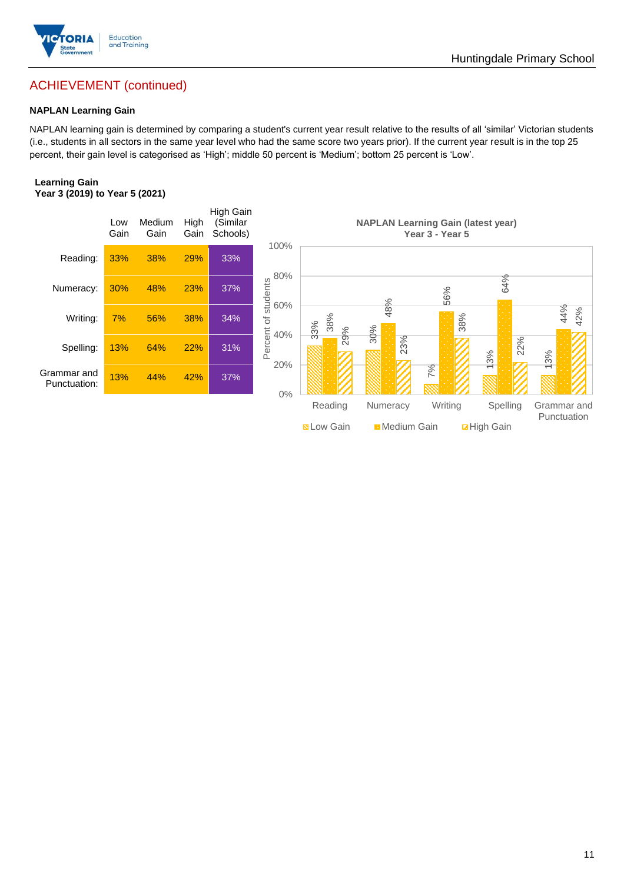## ACHIEVEMENT (continued)

### NAPLAN Learning Gain

NAPLAN learning gain is determined by comparing a student's current year result relative to the results of all 'similar' Victorian students (i.e., students in all sectors in the same year level who had the same score two years prior). If the current year result is in the top 25 percent, their gain level is categorised as 'High'; middle 50 percent is 'Medium'; bottom 25 percent is 'Low'.

**Learning Gain**
**Year 3 (2019) to Year 5 (2021)**

| | Low Gain | Medium Gain | High Gain | High Gain (Similar Schools) |
|---|---|---|---|---|
| Reading: | 33% | 38% | 29% | 33% |
| Numeracy: | 30% | 48% | 23% | 37% |
| Writing: | 7% | 56% | 38% | 34% |
| Spelling: | 13% | 64% | 22% | 31% |
| Grammar and Punctuation: | 13% | 44% | 42% | 37% |

**NAPLAN Learning Gain (latest year)**
**Year 3 - Year 5**

| | Low Gain | Medium Gain | High Gain |
|---|---|---|---|
| Reading | 33% | 38% | 29% |
| Numeracy | 30% | 48% | 23% |
| Writing | 7% | 56% | 38% |
| Spelling | 13% | 64% | 22% |
| Grammar and Punctuation | 13% | 44% | 42% |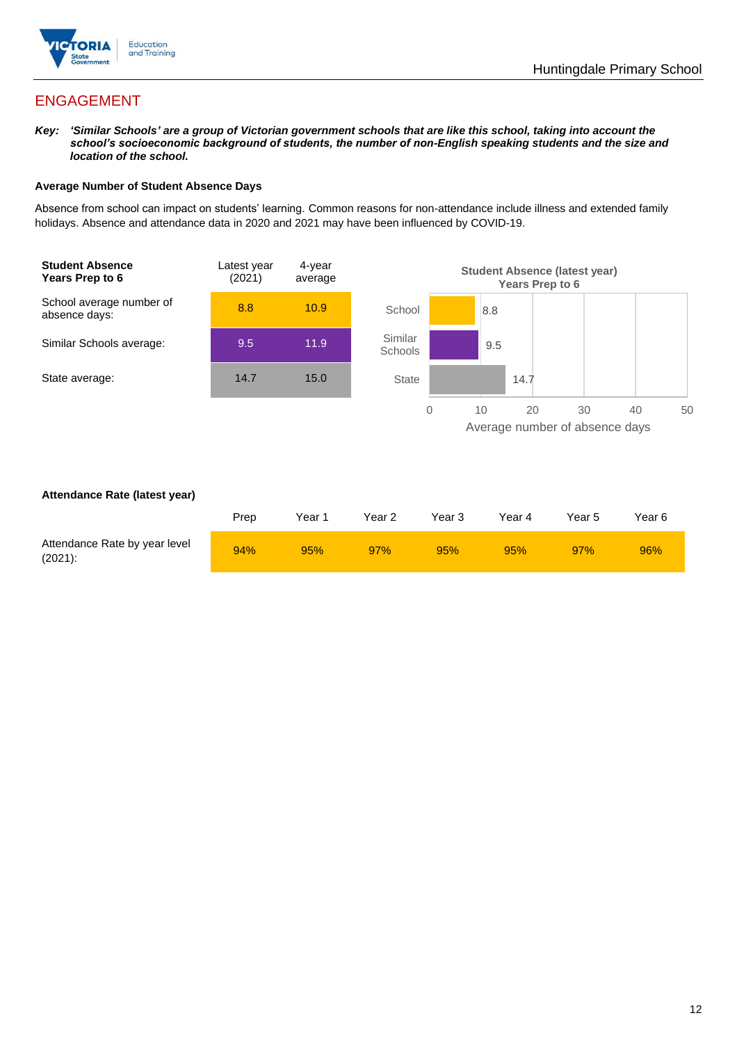## ENGAGEMENT

***Key:*** ***'Similar Schools' are a group of Victorian government schools that are like this school, taking into account the school's socioeconomic background of students, the number of non-English speaking students and the size and location of the school.***

**Average Number of Student Absence Days**

Absence from school can impact on students' learning. Common reasons for non-attendance include illness and extended family holidays. Absence and attendance data in 2020 and 2021 may have been influenced by COVID-19.

| **Student Absence Years Prep to 6** | Latest year (2021) | 4-year average |
|---|---|---|
| School average number of absence days: | 8.8 | 10.9 |
| Similar Schools average: | 9.5 | 11.9 |
| State average: | 14.7 | 15.0 |

**Student Absence (latest year) Years Prep to 6**

| | Average number of absence days |
|---|---|
| School | 8.8 |
| Similar Schools | 9.5 |
| State | 14.7 |

**Attendance Rate (latest year)**

| | Prep | Year 1 | Year 2 | Year 3 | Year 4 | Year 5 | Year 6 |
|---|---|---|---|---|---|---|---|
| Attendance Rate by year level (2021): | 94% | 95% | 97% | 95% | 95% | 97% | 96% |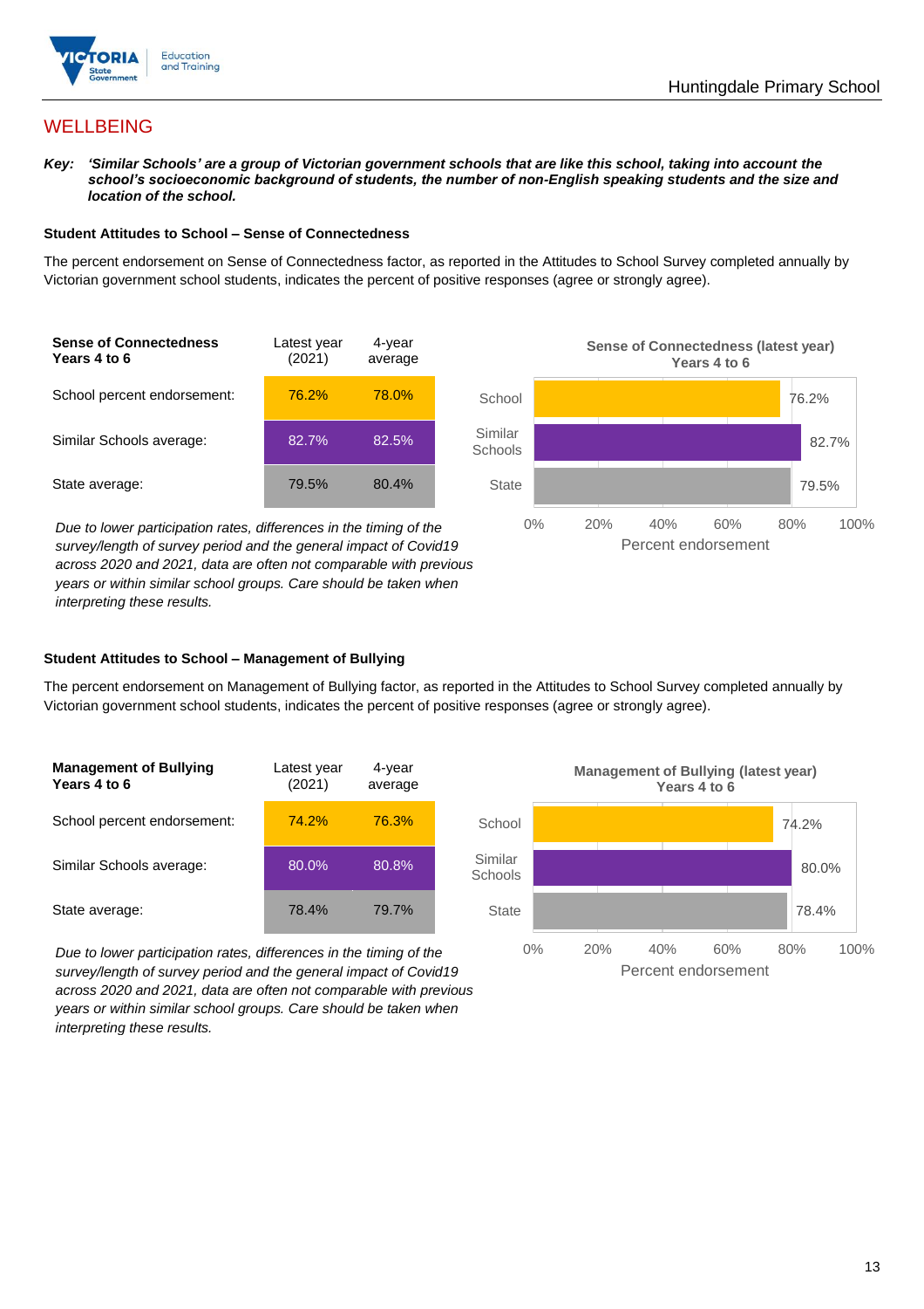Huntingdale Primary School

# WELLBEING

***Key:*** ***'Similar Schools' are a group of Victorian government schools that are like this school, taking into account the school's socioeconomic background of students, the number of non-English speaking students and the size and location of the school.***

### Student Attitudes to School – Sense of Connectedness

The percent endorsement on Sense of Connectedness factor, as reported in the Attitudes to School Survey completed annually by Victorian government school students, indicates the percent of positive responses (agree or strongly agree).

| Sense of Connectedness Years 4 to 6 | Latest year (2021) | 4-year average |
|---|---|---|
| School percent endorsement: | 76.2% | 78.0% |
| Similar Schools average: | 82.7% | 82.5% |
| State average: | 79.5% | 80.4% |

**Sense of Connectedness (latest year) Years 4 to 6**

| | Percent endorsement |
|---|---|
| School | 76.2% |
| Similar Schools | 82.7% |
| State | 79.5% |

*Due to lower participation rates, differences in the timing of the survey/length of survey period and the general impact of Covid19 across 2020 and 2021, data are often not comparable with previous years or within similar school groups. Care should be taken when interpreting these results.*

### Student Attitudes to School – Management of Bullying

The percent endorsement on Management of Bullying factor, as reported in the Attitudes to School Survey completed annually by Victorian government school students, indicates the percent of positive responses (agree or strongly agree).

| Management of Bullying Years 4 to 6 | Latest year (2021) | 4-year average |
|---|---|---|
| School percent endorsement: | 74.2% | 76.3% |
| Similar Schools average: | 80.0% | 80.8% |
| State average: | 78.4% | 79.7% |

**Management of Bullying (latest year) Years 4 to 6**

| | Percent endorsement |
|---|---|
| School | 74.2% |
| Similar Schools | 80.0% |
| State | 78.4% |

*Due to lower participation rates, differences in the timing of the survey/length of survey period and the general impact of Covid19 across 2020 and 2021, data are often not comparable with previous years or within similar school groups. Care should be taken when interpreting these results.*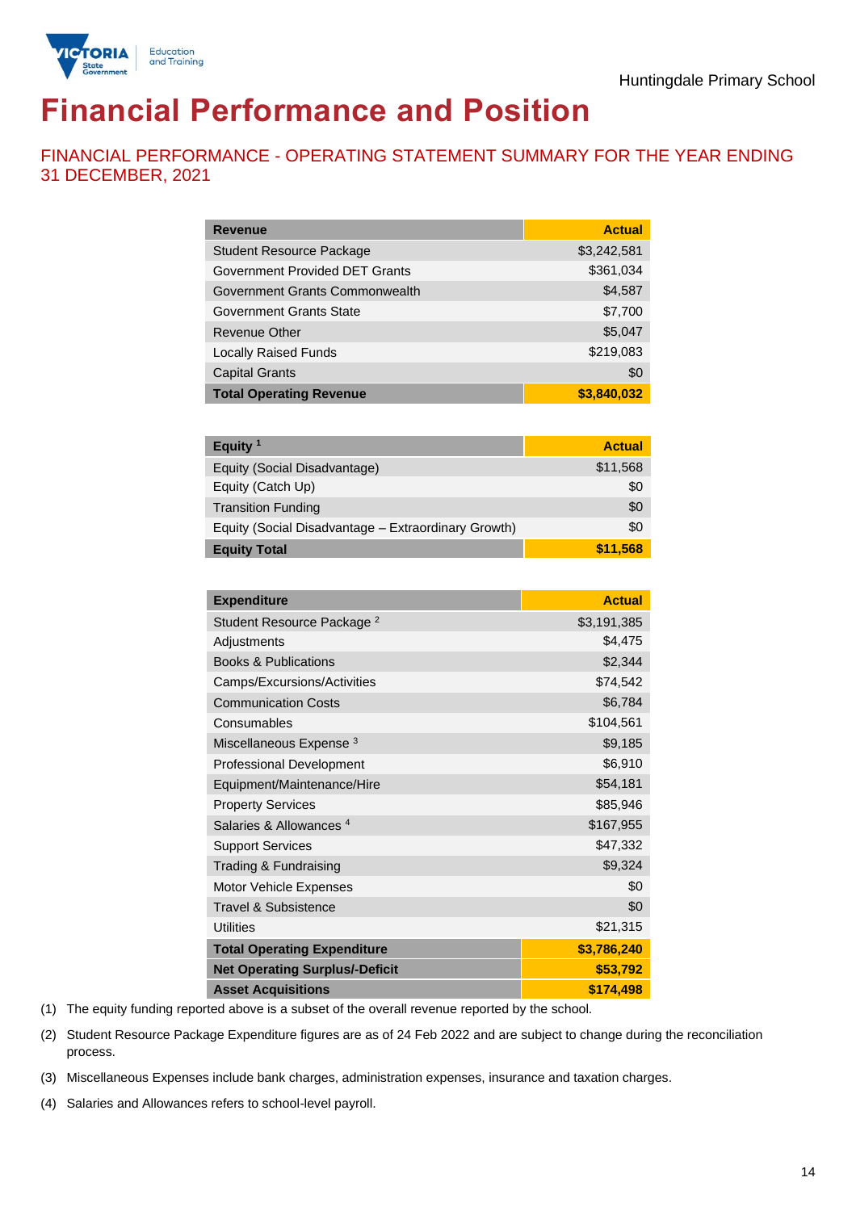Huntingdale Primary School

# Financial Performance and Position

## FINANCIAL PERFORMANCE - OPERATING STATEMENT SUMMARY FOR THE YEAR ENDING 31 DECEMBER, 2021

| Revenue | Actual |
|---|---|
| Student Resource Package | $3,242,581 |
| Government Provided DET Grants | $361,034 |
| Government Grants Commonwealth | $4,587 |
| Government Grants State | $7,700 |
| Revenue Other | $5,047 |
| Locally Raised Funds | $219,083 |
| Capital Grants | $0 |
| **Total Operating Revenue** | **$3,840,032** |

| Equity [1] | Actual |
|---|---|
| Equity (Social Disadvantage) | $11,568 |
| Equity (Catch Up) | $0 |
| Transition Funding | $0 |
| Equity (Social Disadvantage – Extraordinary Growth) | $0 |
| **Equity Total** | **$11,568** |

| Expenditure | Actual |
|---|---|
| Student Resource Package [2] | $3,191,385 |
| Adjustments | $4,475 |
| Books & Publications | $2,344 |
| Camps/Excursions/Activities | $74,542 |
| Communication Costs | $6,784 |
| Consumables | $104,561 |
| Miscellaneous Expense [3] | $9,185 |
| Professional Development | $6,910 |
| Equipment/Maintenance/Hire | $54,181 |
| Property Services | $85,946 |
| Salaries & Allowances [4] | $167,955 |
| Support Services | $47,332 |
| Trading & Fundraising | $9,324 |
| Motor Vehicle Expenses | $0 |
| Travel & Subsistence | $0 |
| Utilities | $21,315 |
| **Total Operating Expenditure** | **$3,786,240** |
| **Net Operating Surplus/-Deficit** | **$53,792** |
| **Asset Acquisitions** | **$174,498** |

(1) The equity funding reported above is a subset of the overall revenue reported by the school.

(2) Student Resource Package Expenditure figures are as of 24 Feb 2022 and are subject to change during the reconciliation process.

(3) Miscellaneous Expenses include bank charges, administration expenses, insurance and taxation charges.

(4) Salaries and Allowances refers to school-level payroll.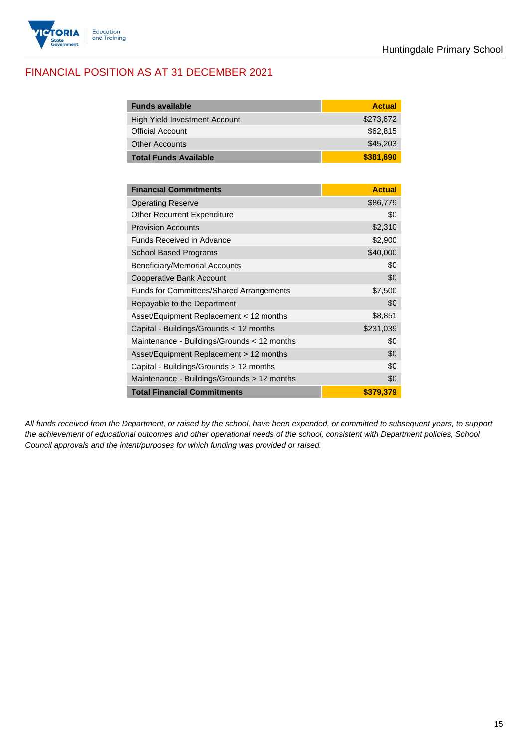# FINANCIAL POSITION AS AT 31 DECEMBER 2021

| Funds available | Actual |
| --- | --- |
| High Yield Investment Account | $273,672 |
| Official Account | $62,815 |
| Other Accounts | $45,203 |
| **Total Funds Available** | **$381,690** |

| Financial Commitments | Actual |
| --- | --- |
| Operating Reserve | $86,779 |
| Other Recurrent Expenditure | $0 |
| Provision Accounts | $2,310 |
| Funds Received in Advance | $2,900 |
| School Based Programs | $40,000 |
| Beneficiary/Memorial Accounts | $0 |
| Cooperative Bank Account | $0 |
| Funds for Committees/Shared Arrangements | $7,500 |
| Repayable to the Department | $0 |
| Asset/Equipment Replacement < 12 months | $8,851 |
| Capital - Buildings/Grounds < 12 months | $231,039 |
| Maintenance - Buildings/Grounds < 12 months | $0 |
| Asset/Equipment Replacement > 12 months | $0 |
| Capital - Buildings/Grounds > 12 months | $0 |
| Maintenance - Buildings/Grounds > 12 months | $0 |
| **Total Financial Commitments** | **$379,379** |

*All funds received from the Department, or raised by the school, have been expended, or committed to subsequent years, to support the achievement of educational outcomes and other operational needs of the school, consistent with Department policies, School Council approvals and the intent/purposes for which funding was provided or raised.*